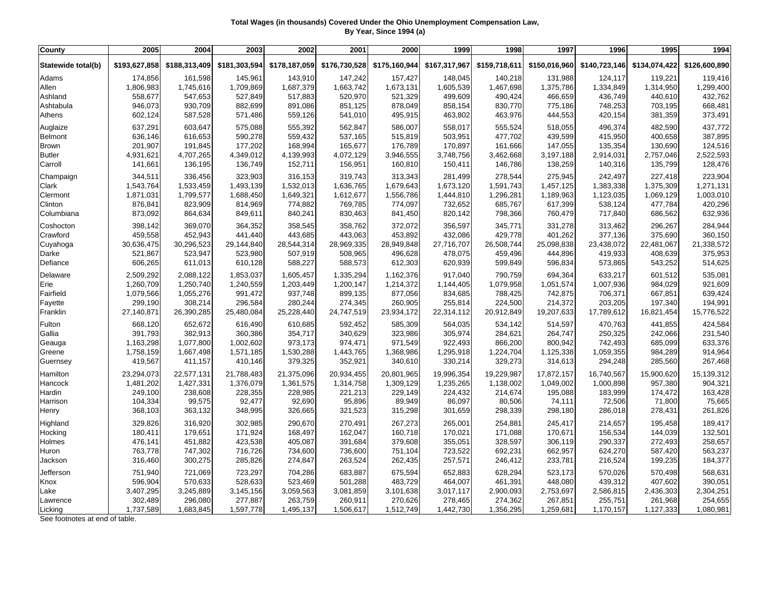**Total Wages (in thousands) Covered Under the Ohio Unemployment Compensation Law, By Year, Since 1994 (a)**

| County | 2005 | 2004 | 2003 | 2002 | 2001 | 2000 | 1999 | 1998 | 1997 | 1996 | 1995 | 1994 |
|---|---|---|---|---|---|---|---|---|---|---|---|---|
| **Statewide total(b)** | **$193,627,858** | **$188,313,409** | **$181,303,594** | **$178,187,059** | **$176,730,528** | **$175,160,944** | **$167,317,967** | **$159,718,611** | **$150,016,960** | **$140,723,146** | **$134,074,422** | **$126,600,890** |
| Adams | 174,856 | 161,598 | 145,961 | 143,910 | 147,242 | 157,427 | 148,045 | 140,218 | 131,988 | 124,117 | 119,221 | 119,416 |
| Allen | 1,806,983 | 1,745,616 | 1,709,869 | 1,687,379 | 1,663,742 | 1,673,131 | 1,605,539 | 1,467,698 | 1,375,786 | 1,334,849 | 1,314,950 | 1,299,400 |
| Ashland | 558,677 | 547,653 | 527,849 | 517,883 | 520,970 | 521,329 | 499,609 | 490,424 | 466,659 | 436,749 | 440,610 | 432,762 |
| Ashtabula | 946,073 | 930,709 | 882,699 | 891,086 | 851,125 | 878,049 | 858,154 | 830,770 | 775,186 | 748,253 | 703,195 | 668,481 |
| Athens | 602,124 | 587,528 | 571,486 | 559,126 | 541,010 | 495,915 | 463,802 | 463,976 | 444,553 | 420,154 | 381,359 | 373,491 |
| Auglaize | 637,291 | 603,647 | 575,088 | 555,392 | 562,847 | 586,007 | 558,017 | 555,524 | 518,055 | 496,374 | 482,590 | 437,772 |
| Belmont | 636,146 | 616,653 | 590,278 | 559,432 | 537,165 | 515,819 | 503,951 | 477,702 | 439,599 | 415,950 | 400,658 | 387,895 |
| Brown | 201,907 | 191,845 | 177,202 | 168,994 | 165,677 | 176,789 | 170,897 | 161,666 | 147,055 | 135,354 | 130,690 | 124,516 |
| Butler | 4,931,621 | 4,707,265 | 4,349,012 | 4,139,993 | 4,072,129 | 3,946,555 | 3,748,756 | 3,462,668 | 3,197,188 | 2,914,031 | 2,757,046 | 2,522,593 |
| Carroll | 141,661 | 136,195 | 136,749 | 152,711 | 156,951 | 160,810 | 150,411 | 146,786 | 138,259 | 140,316 | 135,799 | 128,476 |
| Champaign | 344,511 | 336,456 | 323,903 | 316,153 | 319,743 | 313,343 | 281,499 | 278,544 | 275,945 | 242,497 | 227,418 | 223,904 |
| Clark | 1,543,764 | 1,533,459 | 1,493,139 | 1,532,013 | 1,636,765 | 1,679,643 | 1,673,120 | 1,591,743 | 1,457,125 | 1,383,338 | 1,375,309 | 1,271,131 |
| Clermont | 1,871,031 | 1,799,577 | 1,688,450 | 1,649,321 | 1,612,677 | 1,556,786 | 1,444,810 | 1,296,281 | 1,189,963 | 1,123,035 | 1,069,129 | 1,003,010 |
| Clinton | 876,841 | 823,909 | 814,969 | 774,882 | 769,785 | 774,097 | 732,652 | 685,767 | 617,399 | 538,124 | 477,784 | 420,296 |
| Columbiana | 873,092 | 864,634 | 849,611 | 840,241 | 830,463 | 841,450 | 820,142 | 798,366 | 760,479 | 717,840 | 686,562 | 632,936 |
| Coshocton | 398,142 | 369,070 | 364,352 | 358,545 | 358,762 | 372,072 | 356,597 | 345,771 | 331,278 | 313,462 | 296,267 | 284,944 |
| Crawford | 459,558 | 452,943 | 441,440 | 443,685 | 443,063 | 453,892 | 432,086 | 429,778 | 401,262 | 377,136 | 375,690 | 360,150 |
| Cuyahoga | 30,636,475 | 30,296,523 | 29,144,840 | 28,544,314 | 28,969,335 | 28,949,848 | 27,716,707 | 26,508,744 | 25,098,838 | 23,438,072 | 22,481,067 | 21,338,572 |
| Darke | 521,867 | 523,947 | 523,980 | 507,919 | 508,965 | 496,628 | 478,075 | 459,496 | 444,896 | 419,933 | 408,639 | 375,953 |
| Defiance | 606,265 | 611,013 | 610,128 | 588,227 | 588,573 | 612,303 | 620,939 | 599,849 | 596,834 | 573,865 | 543,252 | 514,625 |
| Delaware | 2,509,292 | 2,088,122 | 1,853,037 | 1,605,457 | 1,335,294 | 1,162,376 | 917,040 | 790,759 | 694,364 | 633,217 | 601,512 | 535,081 |
| Erie | 1,260,709 | 1,250,740 | 1,240,559 | 1,203,449 | 1,200,147 | 1,214,372 | 1,144,405 | 1,079,958 | 1,051,574 | 1,007,936 | 984,029 | 921,609 |
| Fairfield | 1,079,566 | 1,055,276 | 991,472 | 937,748 | 899,135 | 877,056 | 834,685 | 788,425 | 742,875 | 706,371 | 667,851 | 639,424 |
| Fayette | 299,190 | 308,214 | 296,584 | 280,244 | 274,345 | 260,905 | 255,814 | 224,500 | 214,372 | 203,205 | 197,340 | 194,991 |
| Franklin | 27,140,871 | 26,390,285 | 25,480,084 | 25,228,440 | 24,747,519 | 23,934,172 | 22,314,112 | 20,912,849 | 19,207,633 | 17,789,612 | 16,821,454 | 15,776,522 |
| Fulton | 668,120 | 652,672 | 616,490 | 610,685 | 592,452 | 585,309 | 564,035 | 534,142 | 514,597 | 470,763 | 441,855 | 424,584 |
| Gallia | 391,793 | 382,913 | 360,386 | 354,717 | 340,629 | 323,986 | 305,974 | 284,621 | 264,747 | 250,325 | 242,066 | 231,540 |
| Geauga | 1,163,298 | 1,077,800 | 1,002,602 | 973,173 | 974,471 | 971,549 | 922,493 | 866,200 | 800,942 | 742,493 | 685,099 | 633,376 |
| Greene | 1,758,159 | 1,667,498 | 1,571,185 | 1,530,288 | 1,443,765 | 1,368,986 | 1,295,918 | 1,224,704 | 1,125,338 | 1,059,355 | 984,289 | 914,964 |
| Guernsey | 419,567 | 411,157 | 410,146 | 379,325 | 352,921 | 340,610 | 330,214 | 329,273 | 314,613 | 294,248 | 285,560 | 267,468 |
| Hamilton | 23,294,073 | 22,577,131 | 21,788,483 | 21,375,096 | 20,934,455 | 20,801,965 | 19,996,354 | 19,229,987 | 17,872,157 | 16,740,567 | 15,900,620 | 15,139,312 |
| Hancock | 1,481,202 | 1,427,331 | 1,376,079 | 1,361,575 | 1,314,758 | 1,309,129 | 1,235,265 | 1,138,002 | 1,049,002 | 1,000,898 | 957,380 | 904,321 |
| Hardin | 249,100 | 238,608 | 228,355 | 228,985 | 221,213 | 229,149 | 224,432 | 214,674 | 195,088 | 183,999 | 174,472 | 163,428 |
| Harrison | 104,334 | 99,575 | 92,477 | 92,690 | 95,896 | 89,949 | 86,097 | 80,506 | 74,111 | 72,506 | 71,800 | 75,665 |
| Henry | 368,103 | 363,132 | 348,995 | 326,665 | 321,523 | 315,298 | 301,659 | 298,339 | 298,180 | 286,018 | 278,431 | 261,826 |
| Highland | 329,826 | 316,920 | 302,985 | 290,670 | 270,491 | 267,273 | 265,001 | 254,881 | 245,417 | 214,657 | 195,458 | 189,417 |
| Hocking | 180,411 | 179,651 | 171,924 | 168,497 | 162,047 | 160,718 | 170,021 | 171,088 | 170,671 | 156,534 | 144,039 | 132,501 |
| Holmes | 476,141 | 451,882 | 423,538 | 405,087 | 391,684 | 379,608 | 355,051 | 328,597 | 306,119 | 290,337 | 272,493 | 258,657 |
| Huron | 763,778 | 747,302 | 716,726 | 734,600 | 736,600 | 751,104 | 723,522 | 692,231 | 662,957 | 624,270 | 587,420 | 563,237 |
| Jackson | 316,460 | 300,275 | 285,826 | 274,847 | 263,524 | 262,435 | 257,571 | 246,412 | 233,781 | 216,524 | 199,235 | 184,377 |
| Jefferson | 751,940 | 721,069 | 723,297 | 704,286 | 683,887 | 675,594 | 652,883 | 628,294 | 523,173 | 570,026 | 570,498 | 568,631 |
| Knox | 596,904 | 570,633 | 528,633 | 523,469 | 501,288 | 483,729 | 464,007 | 461,391 | 448,080 | 439,312 | 407,602 | 390,051 |
| Lake | 3,407,295 | 3,245,889 | 3,145,156 | 3,059,563 | 3,081,859 | 3,101,638 | 3,017,117 | 2,900,093 | 2,753,697 | 2,586,815 | 2,436,303 | 2,304,251 |
| Lawrence | 302,489 | 296,080 | 277,887 | 263,759 | 260,911 | 270,626 | 278,465 | 274,362 | 267,851 | 255,751 | 261,968 | 254,655 |
| Licking | 1,737,589 | 1,683,845 | 1,597,778 | 1,495,137 | 1,506,617 | 1,512,749 | 1,442,730 | 1,356,295 | 1,259,681 | 1,170,157 | 1,127,333 | 1,080,981 |

See footnotes at end of table.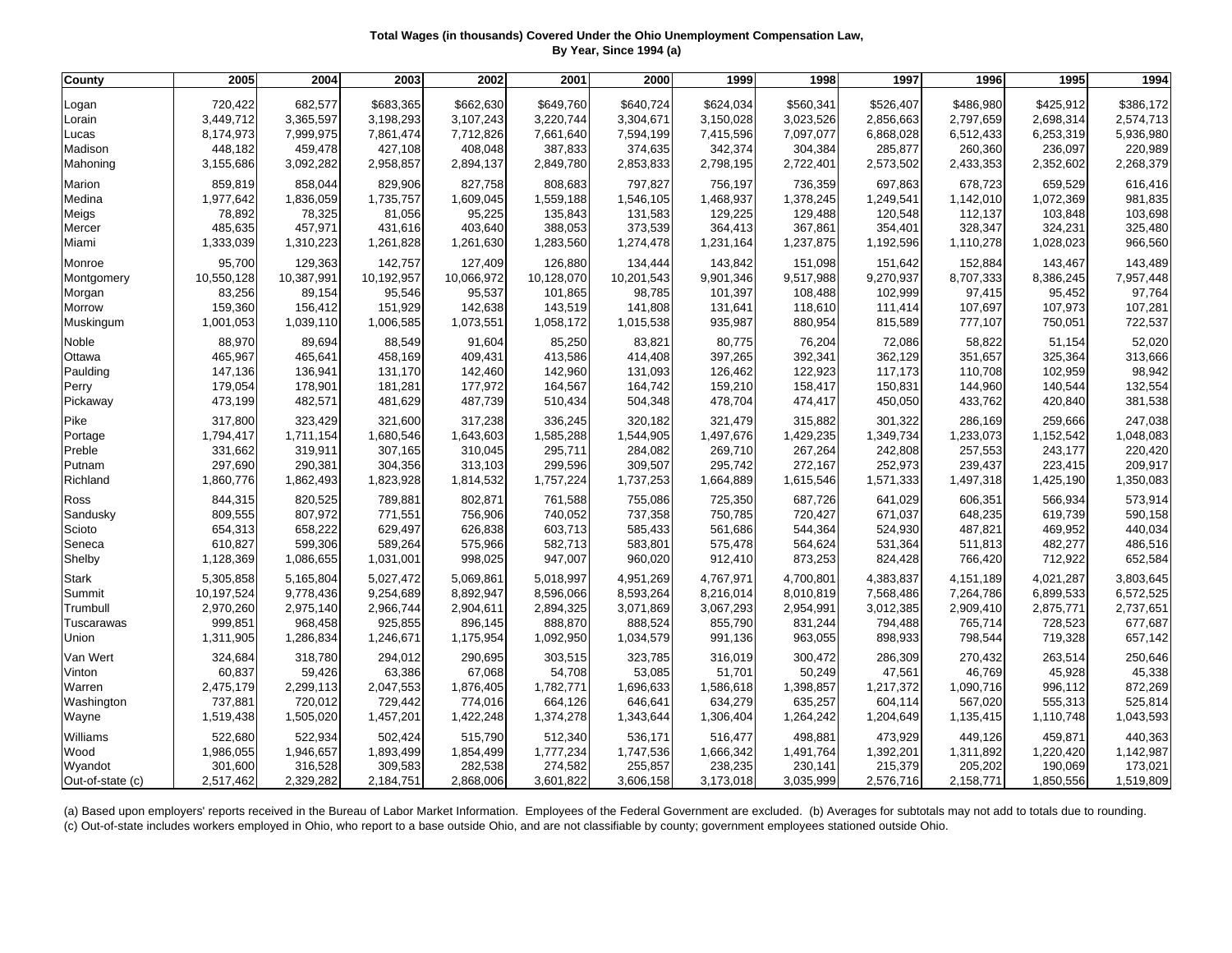**Total Wages (in thousands) Covered Under the Ohio Unemployment Compensation Law, By Year, Since 1994 (a)**

| County | 2005 | 2004 | 2003 | 2002 | 2001 | 2000 | 1999 | 1998 | 1997 | 1996 | 1995 | 1994 |
|---|---|---|---|---|---|---|---|---|---|---|---|---|
| Logan | 720,422 | 682,577 | $683,365 | $662,630 | $649,760 | $640,724 | $624,034 | $560,341 | $526,407 | $486,980 | $425,912 | $386,172 |
| Lorain | 3,449,712 | 3,365,597 | 3,198,293 | 3,107,243 | 3,220,744 | 3,304,671 | 3,150,028 | 3,023,526 | 2,856,663 | 2,797,659 | 2,698,314 | 2,574,713 |
| Lucas | 8,174,973 | 7,999,975 | 7,861,474 | 7,712,826 | 7,661,640 | 7,594,199 | 7,415,596 | 7,097,077 | 6,868,028 | 6,512,433 | 6,253,319 | 5,936,980 |
| Madison | 448,182 | 459,478 | 427,108 | 408,048 | 387,833 | 374,635 | 342,374 | 304,384 | 285,877 | 260,360 | 236,097 | 220,989 |
| Mahoning | 3,155,686 | 3,092,282 | 2,958,857 | 2,894,137 | 2,849,780 | 2,853,833 | 2,798,195 | 2,722,401 | 2,573,502 | 2,433,353 | 2,352,602 | 2,268,379 |
| Marion | 859,819 | 858,044 | 829,906 | 827,758 | 808,683 | 797,827 | 756,197 | 736,359 | 697,863 | 678,723 | 659,529 | 616,416 |
| Medina | 1,977,642 | 1,836,059 | 1,735,757 | 1,609,045 | 1,559,188 | 1,546,105 | 1,468,937 | 1,378,245 | 1,249,541 | 1,142,010 | 1,072,369 | 981,835 |
| Meigs | 78,892 | 78,325 | 81,056 | 95,225 | 135,843 | 131,583 | 129,225 | 129,488 | 120,548 | 112,137 | 103,848 | 103,698 |
| Mercer | 485,635 | 457,971 | 431,616 | 403,640 | 388,053 | 373,539 | 364,413 | 367,861 | 354,401 | 328,347 | 324,231 | 325,480 |
| Miami | 1,333,039 | 1,310,223 | 1,261,828 | 1,261,630 | 1,283,560 | 1,274,478 | 1,231,164 | 1,237,875 | 1,192,596 | 1,110,278 | 1,028,023 | 966,560 |
| Monroe | 95,700 | 129,363 | 142,757 | 127,409 | 126,880 | 134,444 | 143,842 | 151,098 | 151,642 | 152,884 | 143,467 | 143,489 |
| Montgomery | 10,550,128 | 10,387,991 | 10,192,957 | 10,066,972 | 10,128,070 | 10,201,543 | 9,901,346 | 9,517,988 | 9,270,937 | 8,707,333 | 8,386,245 | 7,957,448 |
| Morgan | 83,256 | 89,154 | 95,546 | 95,537 | 101,865 | 98,785 | 101,397 | 108,488 | 102,999 | 97,415 | 95,452 | 97,764 |
| Morrow | 159,360 | 156,412 | 151,929 | 142,638 | 143,519 | 141,808 | 131,641 | 118,610 | 111,414 | 107,697 | 107,973 | 107,281 |
| Muskingum | 1,001,053 | 1,039,110 | 1,006,585 | 1,073,551 | 1,058,172 | 1,015,538 | 935,987 | 880,954 | 815,589 | 777,107 | 750,051 | 722,537 |
| Noble | 88,970 | 89,694 | 88,549 | 91,604 | 85,250 | 83,821 | 80,775 | 76,204 | 72,086 | 58,822 | 51,154 | 52,020 |
| Ottawa | 465,967 | 465,641 | 458,169 | 409,431 | 413,586 | 414,408 | 397,265 | 392,341 | 362,129 | 351,657 | 325,364 | 313,666 |
| Paulding | 147,136 | 136,941 | 131,170 | 142,460 | 142,960 | 131,093 | 126,462 | 122,923 | 117,173 | 110,708 | 102,959 | 98,942 |
| Perry | 179,054 | 178,901 | 181,281 | 177,972 | 164,567 | 164,742 | 159,210 | 158,417 | 150,831 | 144,960 | 140,544 | 132,554 |
| Pickaway | 473,199 | 482,571 | 481,629 | 487,739 | 510,434 | 504,348 | 478,704 | 474,417 | 450,050 | 433,762 | 420,840 | 381,538 |
| Pike | 317,800 | 323,429 | 321,600 | 317,238 | 336,245 | 320,182 | 321,479 | 315,882 | 301,322 | 286,169 | 259,666 | 247,038 |
| Portage | 1,794,417 | 1,711,154 | 1,680,546 | 1,643,603 | 1,585,288 | 1,544,905 | 1,497,676 | 1,429,235 | 1,349,734 | 1,233,073 | 1,152,542 | 1,048,083 |
| Preble | 331,662 | 319,911 | 307,165 | 310,045 | 295,711 | 284,082 | 269,710 | 267,264 | 242,808 | 257,553 | 243,177 | 220,420 |
| Putnam | 297,690 | 290,381 | 304,356 | 313,103 | 299,596 | 309,507 | 295,742 | 272,167 | 252,973 | 239,437 | 223,415 | 209,917 |
| Richland | 1,860,776 | 1,862,493 | 1,823,928 | 1,814,532 | 1,757,224 | 1,737,253 | 1,664,889 | 1,615,546 | 1,571,333 | 1,497,318 | 1,425,190 | 1,350,083 |
| Ross | 844,315 | 820,525 | 789,881 | 802,871 | 761,588 | 755,086 | 725,350 | 687,726 | 641,029 | 606,351 | 566,934 | 573,914 |
| Sandusky | 809,555 | 807,972 | 771,551 | 756,906 | 740,052 | 737,358 | 750,785 | 720,427 | 671,037 | 648,235 | 619,739 | 590,158 |
| Scioto | 654,313 | 658,222 | 629,497 | 626,838 | 603,713 | 585,433 | 561,686 | 544,364 | 524,930 | 487,821 | 469,952 | 440,034 |
| Seneca | 610,827 | 599,306 | 589,264 | 575,966 | 582,713 | 583,801 | 575,478 | 564,624 | 531,364 | 511,813 | 482,277 | 486,516 |
| Shelby | 1,128,369 | 1,086,655 | 1,031,001 | 998,025 | 947,007 | 960,020 | 912,410 | 873,253 | 824,428 | 766,420 | 712,922 | 652,584 |
| Stark | 5,305,858 | 5,165,804 | 5,027,472 | 5,069,861 | 5,018,997 | 4,951,269 | 4,767,971 | 4,700,801 | 4,383,837 | 4,151,189 | 4,021,287 | 3,803,645 |
| Summit | 10,197,524 | 9,778,436 | 9,254,689 | 8,892,947 | 8,596,066 | 8,593,264 | 8,216,014 | 8,010,819 | 7,568,486 | 7,264,786 | 6,899,533 | 6,572,525 |
| Trumbull | 2,970,260 | 2,975,140 | 2,966,744 | 2,904,611 | 2,894,325 | 3,071,869 | 3,067,293 | 2,954,991 | 3,012,385 | 2,909,410 | 2,875,771 | 2,737,651 |
| Tuscarawas | 999,851 | 968,458 | 925,855 | 896,145 | 888,870 | 888,524 | 855,790 | 831,244 | 794,488 | 765,714 | 728,523 | 677,687 |
| Union | 1,311,905 | 1,286,834 | 1,246,671 | 1,175,954 | 1,092,950 | 1,034,579 | 991,136 | 963,055 | 898,933 | 798,544 | 719,328 | 657,142 |
| Van Wert | 324,684 | 318,780 | 294,012 | 290,695 | 303,515 | 323,785 | 316,019 | 300,472 | 286,309 | 270,432 | 263,514 | 250,646 |
| Vinton | 60,837 | 59,426 | 63,386 | 67,068 | 54,708 | 53,085 | 51,701 | 50,249 | 47,561 | 46,769 | 45,928 | 45,338 |
| Warren | 2,475,179 | 2,299,113 | 2,047,553 | 1,876,405 | 1,782,771 | 1,696,633 | 1,586,618 | 1,398,857 | 1,217,372 | 1,090,716 | 996,112 | 872,269 |
| Washington | 737,881 | 720,012 | 729,442 | 774,016 | 664,126 | 646,641 | 634,279 | 635,257 | 604,114 | 567,020 | 555,313 | 525,814 |
| Wayne | 1,519,438 | 1,505,020 | 1,457,201 | 1,422,248 | 1,374,278 | 1,343,644 | 1,306,404 | 1,264,242 | 1,204,649 | 1,135,415 | 1,110,748 | 1,043,593 |
| Williams | 522,680 | 522,934 | 502,424 | 515,790 | 512,340 | 536,171 | 516,477 | 498,881 | 473,929 | 449,126 | 459,871 | 440,363 |
| Wood | 1,986,055 | 1,946,657 | 1,893,499 | 1,854,499 | 1,777,234 | 1,747,536 | 1,666,342 | 1,491,764 | 1,392,201 | 1,311,892 | 1,220,420 | 1,142,987 |
| Wyandot | 301,600 | 316,528 | 309,583 | 282,538 | 274,582 | 255,857 | 238,235 | 230,141 | 215,379 | 205,202 | 190,069 | 173,021 |
| Out-of-state (c) | 2,517,462 | 2,329,282 | 2,184,751 | 2,868,006 | 3,601,822 | 3,606,158 | 3,173,018 | 3,035,999 | 2,576,716 | 2,158,771 | 1,850,556 | 1,519,809 |

(a) Based upon employers' reports received in the Bureau of Labor Market Information. Employees of the Federal Government are excluded. (b) Averages for subtotals may not add to totals due to rounding.
(c) Out-of-state includes workers employed in Ohio, who report to a base outside Ohio, and are not classifiable by county; government employees stationed outside Ohio.